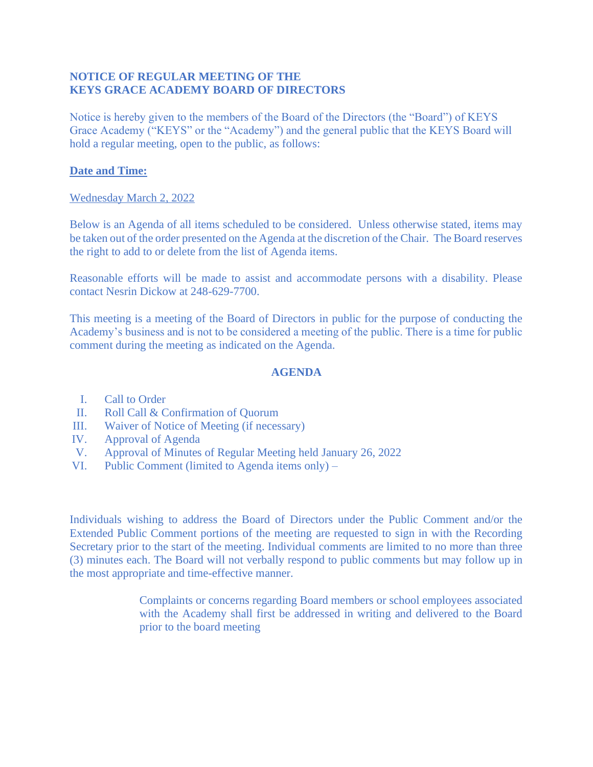**NOTICE OF REGULAR MEETING OF THE**
**KEYS GRACE ACADEMY BOARD OF DIRECTORS**

Notice is hereby given to the members of the Board of the Directors (the "Board") of KEYS Grace Academy ("KEYS" or the "Academy") and the general public that the KEYS Board will hold a regular meeting, open to the public, as follows:

**Date and Time:**

Wednesday March 2, 2022

Below is an Agenda of all items scheduled to be considered. Unless otherwise stated, items may be taken out of the order presented on the Agenda at the discretion of the Chair. The Board reserves the right to add to or delete from the list of Agenda items.

Reasonable efforts will be made to assist and accommodate persons with a disability. Please contact Nesrin Dickow at 248-629-7700.

This meeting is a meeting of the Board of Directors in public for the purpose of conducting the Academy's business and is not to be considered a meeting of the public. There is a time for public comment during the meeting as indicated on the Agenda.

## AGENDA

I. Call to Order
II. Roll Call & Confirmation of Quorum
III. Waiver of Notice of Meeting (if necessary)
IV. Approval of Agenda
V. Approval of Minutes of Regular Meeting held January 26, 2022
VI. Public Comment (limited to Agenda items only) –

Individuals wishing to address the Board of Directors under the Public Comment and/or the Extended Public Comment portions of the meeting are requested to sign in with the Recording Secretary prior to the start of the meeting. Individual comments are limited to no more than three (3) minutes each. The Board will not verbally respond to public comments but may follow up in the most appropriate and time-effective manner.

> Complaints or concerns regarding Board members or school employees associated with the Academy shall first be addressed in writing and delivered to the Board prior to the board meeting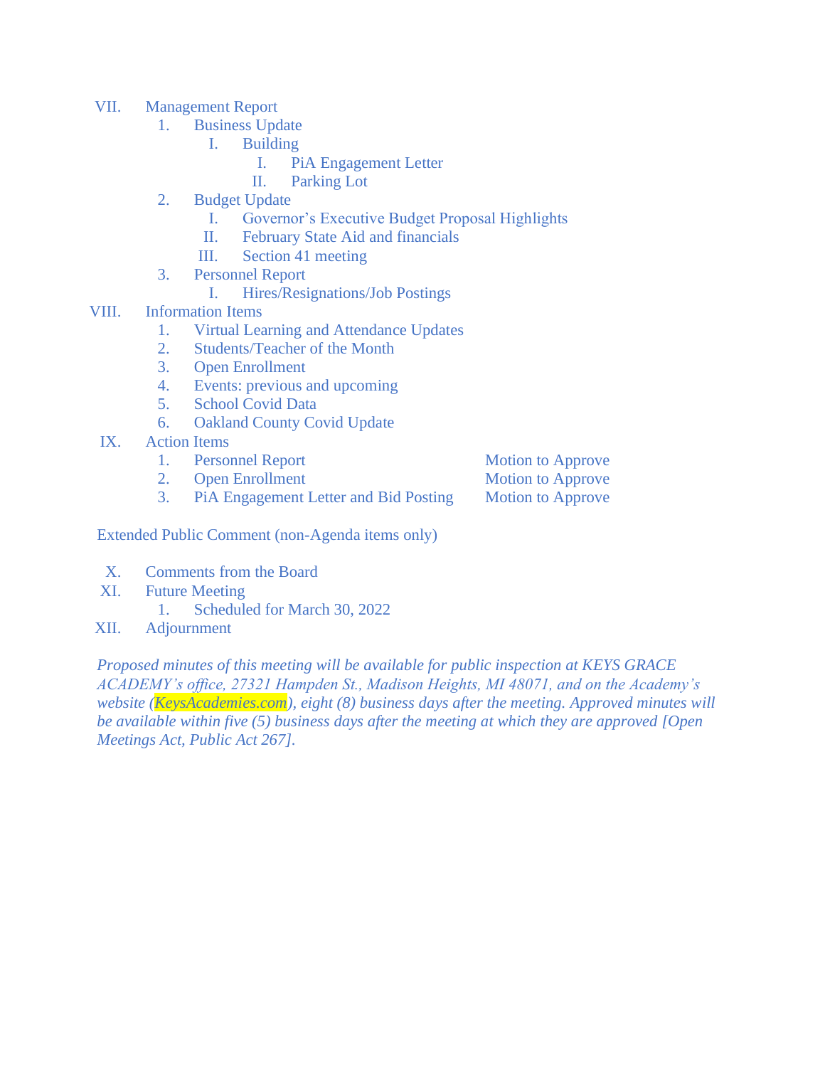VII. Management Report
   1. Business Update
      I. Building
         I. PiA Engagement Letter
         II. Parking Lot
   2. Budget Update
      I. Governor's Executive Budget Proposal Highlights
      II. February State Aid and financials
      III. Section 41 meeting
   3. Personnel Report
      I. Hires/Resignations/Job Postings

VIII. Information Items
   1. Virtual Learning and Attendance Updates
   2. Students/Teacher of the Month
   3. Open Enrollment
   4. Events: previous and upcoming
   5. School Covid Data
   6. Oakland County Covid Update

IX. Action Items

| | | |
|---|---|---|
| 1. | Personnel Report | Motion to Approve |
| 2. | Open Enrollment | Motion to Approve |
| 3. | PiA Engagement Letter and Bid Posting | Motion to Approve |

Extended Public Comment (non-Agenda items only)

X. Comments from the Board

XI. Future Meeting
   1. Scheduled for March 30, 2022

XII. Adjournment

*Proposed minutes of this meeting will be available for public inspection at KEYS GRACE ACADEMY's office, 27321 Hampden St., Madison Heights, MI 48071, and on the Academy's website (KeysAcademies.com), eight (8) business days after the meeting. Approved minutes will be available within five (5) business days after the meeting at which they are approved [Open Meetings Act, Public Act 267].*